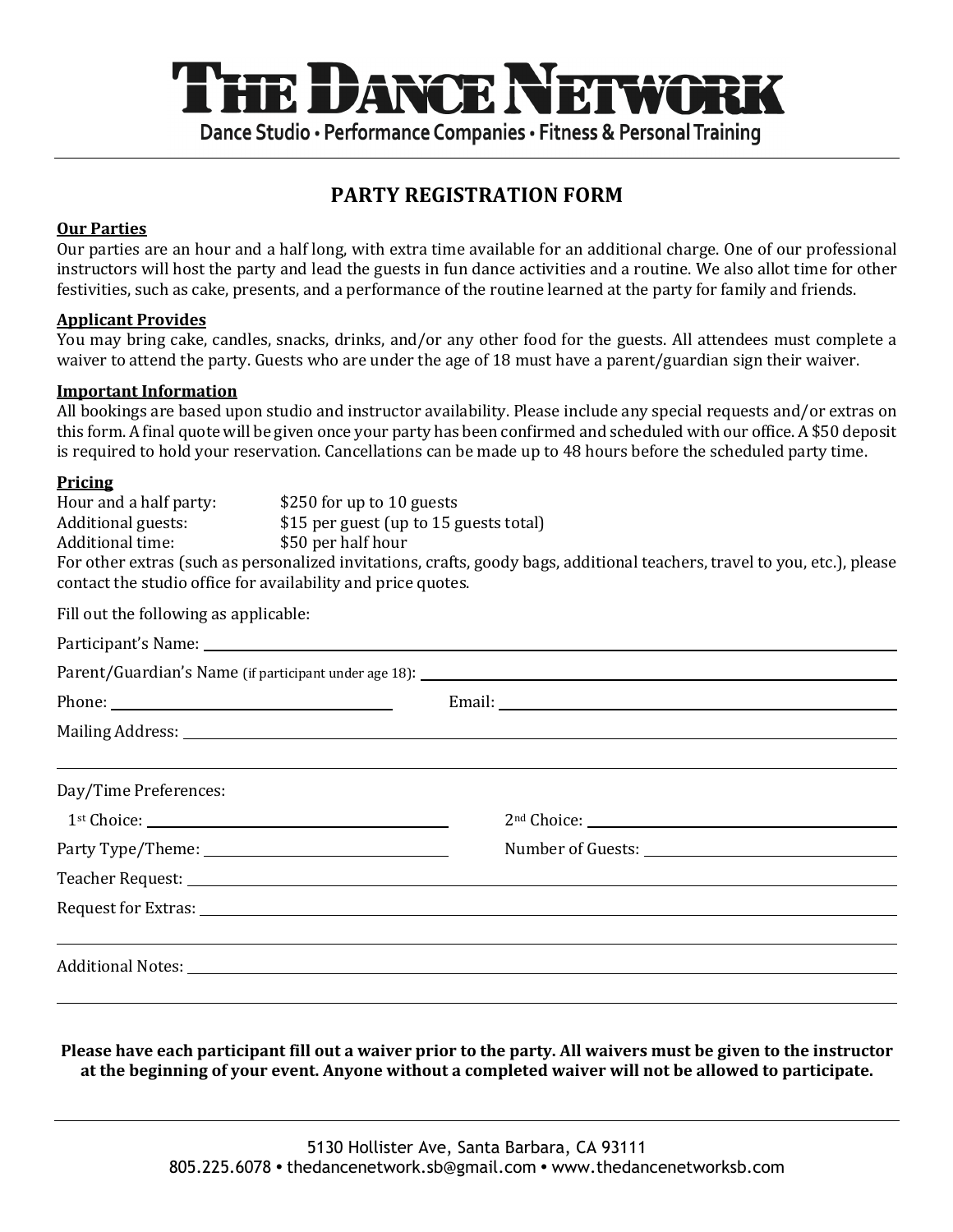# THE DANCE NETWORK

Dance Studio • Performance Companies • Fitness & Personal Training

## PARTY REGISTRATION FORM

**Our Parties**

Our parties are an hour and a half long, with extra time available for an additional charge. One of our professional instructors will host the party and lead the guests in fun dance activities and a routine. We also allot time for other festivities, such as cake, presents, and a performance of the routine learned at the party for family and friends.

**Applicant Provides**

You may bring cake, candles, snacks, drinks, and/or any other food for the guests. All attendees must complete a waiver to attend the party. Guests who are under the age of 18 must have a parent/guardian sign their waiver.

**Important Information**

All bookings are based upon studio and instructor availability. Please include any special requests and/or extras on this form. A final quote will be given once your party has been confirmed and scheduled with our office. A $50 deposit is required to hold your reservation. Cancellations can be made up to 48 hours before the scheduled party time.

**Pricing**

| | |
|---|---|
| Hour and a half party: | $250 for up to 10 guests |
| Additional guests: | $15 per guest (up to 15 guests total) |
| Additional time: | $50 per half hour |

For other extras (such as personalized invitations, crafts, goody bags, additional teachers, travel to you, etc.), please contact the studio office for availability and price quotes.

Fill out the following as applicable:

Participant's Name: ____________________

Parent/Guardian's Name (if participant under age 18): ____________________

Phone: ____________________ Email: ____________________

Mailing Address: ____________________

____________________

Day/Time Preferences:

1st Choice: ____________________ 2nd Choice: ____________________

Party Type/Theme: ____________________ Number of Guests: ____________________

Teacher Request: ____________________

Request for Extras: ____________________

____________________

Additional Notes: ____________________

____________________

**Please have each participant fill out a waiver prior to the party. All waivers must be given to the instructor at the beginning of your event. Anyone without a completed waiver will not be allowed to participate.**

5130 Hollister Ave, Santa Barbara, CA 93111
805.225.6078 • thedancenetwork.sb@gmail.com • www.thedancenetworksb.com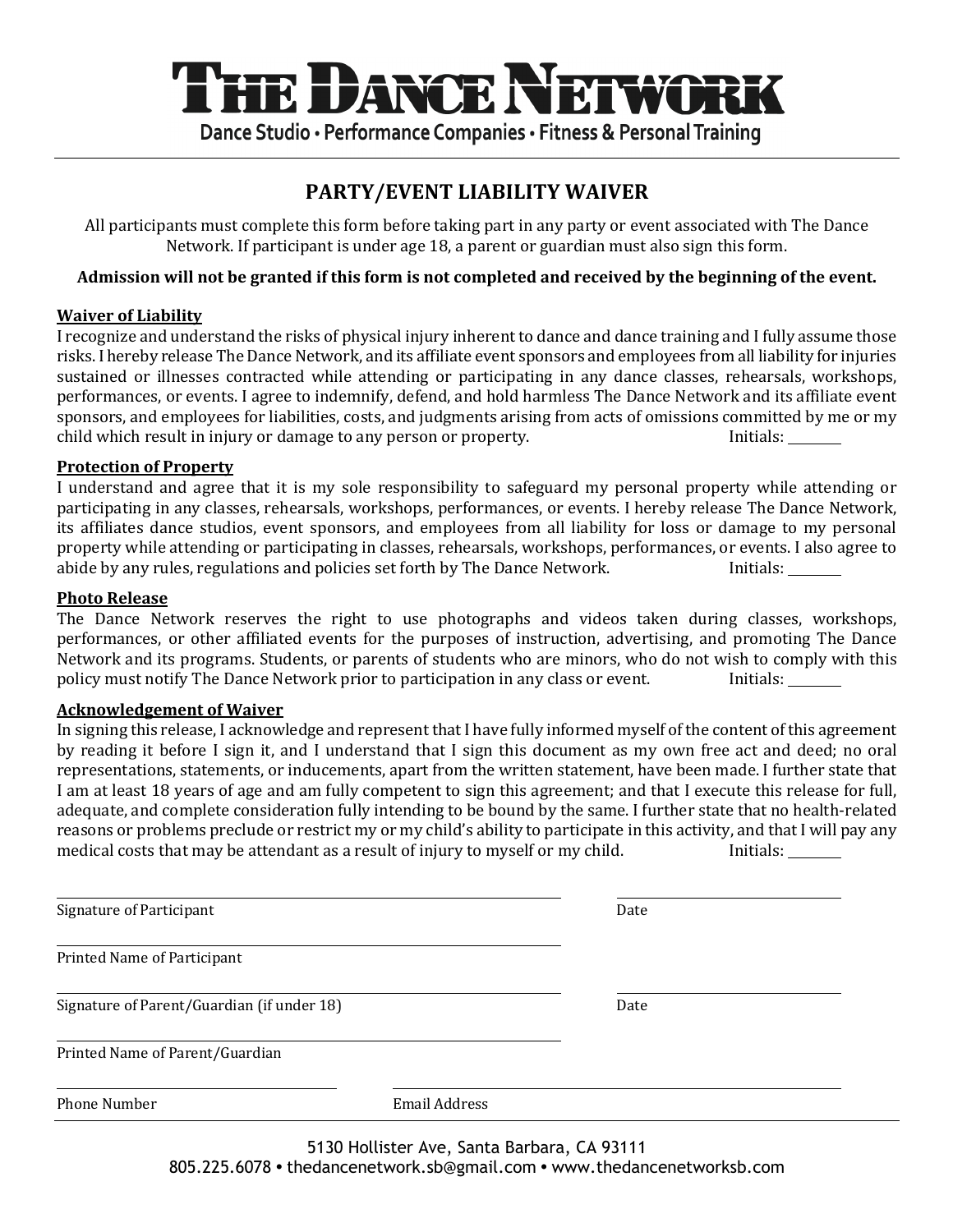# THE DANCE NETWORK

Dance Studio • Performance Companies • Fitness & Personal Training

## PARTY/EVENT LIABILITY WAIVER

All participants must complete this form before taking part in any party or event associated with The Dance Network. If participant is under age 18, a parent or guardian must also sign this form.

**Admission will not be granted if this form is not completed and received by the beginning of the event.**

### Waiver of Liability

I recognize and understand the risks of physical injury inherent to dance and dance training and I fully assume those risks. I hereby release The Dance Network, and its affiliate event sponsors and employees from all liability for injuries sustained or illnesses contracted while attending or participating in any dance classes, rehearsals, workshops, performances, or events. I agree to indemnify, defend, and hold harmless The Dance Network and its affiliate event sponsors, and employees for liabilities, costs, and judgments arising from acts of omissions committed by me or my child which result in injury or damage to any person or property. Initials: ________

### Protection of Property

I understand and agree that it is my sole responsibility to safeguard my personal property while attending or participating in any classes, rehearsals, workshops, performances, or events. I hereby release The Dance Network, its affiliates dance studios, event sponsors, and employees from all liability for loss or damage to my personal property while attending or participating in classes, rehearsals, workshops, performances, or events. I also agree to abide by any rules, regulations and policies set forth by The Dance Network. Initials: ________

### Photo Release

The Dance Network reserves the right to use photographs and videos taken during classes, workshops, performances, or other affiliated events for the purposes of instruction, advertising, and promoting The Dance Network and its programs. Students, or parents of students who are minors, who do not wish to comply with this policy must notify The Dance Network prior to participation in any class or event. Initials: ________

### Acknowledgement of Waiver

In signing this release, I acknowledge and represent that I have fully informed myself of the content of this agreement by reading it before I sign it, and I understand that I sign this document as my own free act and deed; no oral representations, statements, or inducements, apart from the written statement, have been made. I further state that I am at least 18 years of age and am fully competent to sign this agreement; and that I execute this release for full, adequate, and complete consideration fully intending to be bound by the same. I further state that no health-related reasons or problems preclude or restrict my or my child's ability to participate in this activity, and that I will pay any medical costs that may be attendant as a result of injury to myself or my child. Initials: ________

______________________________ ______________
Signature of Participant Date

______________________________
Printed Name of Participant

______________________________ ______________
Signature of Parent/Guardian (if under 18) Date

______________________________
Printed Name of Parent/Guardian

______________________________ ______________________________
Phone Number Email Address

5130 Hollister Ave, Santa Barbara, CA 93111
805.225.6078 • thedancenetwork.sb@gmail.com • www.thedancenetworksb.com